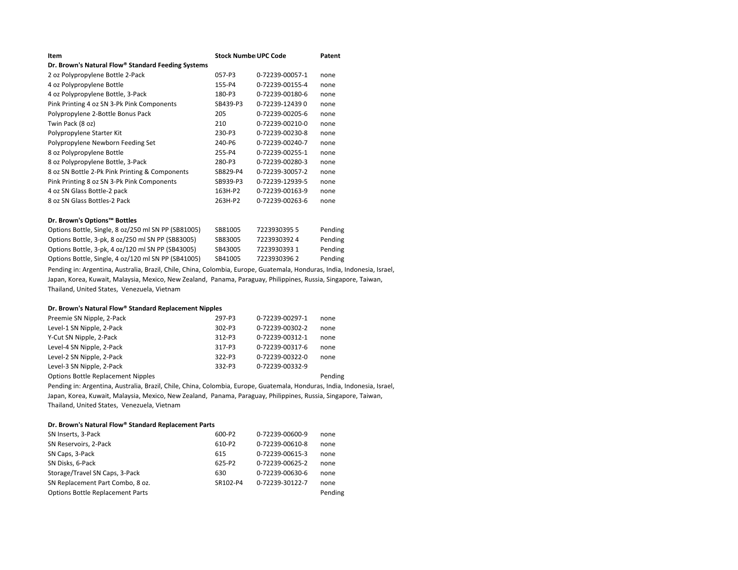| Item | Stock Numbe | UPC Code | Patent |
|---|---|---|---|
| **Dr. Brown's Natural Flow® Standard Feeding Systems** | | | |
| 2 oz Polypropylene Bottle 2-Pack | 057-P3 | 0-72239-00057-1 | none |
| 4 oz Polypropylene Bottle | 155-P4 | 0-72239-00155-4 | none |
| 4 oz Polypropylene Bottle, 3-Pack | 180-P3 | 0-72239-00180-6 | none |
| Pink Printing 4 oz SN 3-Pk Pink Components | SB439-P3 | 0-72239-12439 0 | none |
| Polypropylene 2-Bottle Bonus Pack | 205 | 0-72239-00205-6 | none |
| Twin Pack (8 oz) | 210 | 0-72239-00210-0 | none |
| Polypropylene Starter Kit | 230-P3 | 0-72239-00230-8 | none |
| Polypropylene Newborn Feeding Set | 240-P6 | 0-72239-00240-7 | none |
| 8 oz Polypropylene Bottle | 255-P4 | 0-72239-00255-1 | none |
| 8 oz Polypropylene Bottle, 3-Pack | 280-P3 | 0-72239-00280-3 | none |
| 8 oz SN Bottle 2-Pk Pink Printing & Components | SB829-P4 | 0-72239-30057-2 | none |
| Pink Printing 8 oz SN 3-Pk Pink Components | SB939-P3 | 0-72239-12939-5 | none |
| 4 oz SN Glass Bottle-2 pack | 163H-P2 | 0-72239-00163-9 | none |
| 8 oz SN Glass Bottles-2 Pack | 263H-P2 | 0-72239-00263-6 | none |
| | | | |
| **Dr. Brown's Options™ Bottles** | | | |
| Options Bottle, Single, 8 oz/250 ml SN PP (SB81005) | SB81005 | 7223930395 5 | Pending |
| Options Bottle, 3-pk, 8 oz/250 ml SN PP (SB83005) | SB83005 | 7223930392 4 | Pending |
| Options Bottle, 3-pk, 4 oz/120 ml SN PP (SB43005) | SB43005 | 7223930393 1 | Pending |
| Options Bottle, Single, 4 oz/120 ml SN PP (SB41005) | SB41005 | 7223930396 2 | Pending |

Pending in: Argentina, Australia, Brazil, Chile, China, Colombia, Europe, Guatemala, Honduras, India, Indonesia, Israel, Japan, Korea, Kuwait, Malaysia, Mexico, New Zealand, Panama, Paraguay, Philippines, Russia, Singapore, Taiwan, Thailand, United States, Venezuela, Vietnam

| Item | Stock Numbe | UPC Code | Patent |
|---|---|---|---|
| **Dr. Brown's Natural Flow® Standard Replacement Nipples** | | | |
| Preemie SN Nipple, 2-Pack | 297-P3 | 0-72239-00297-1 | none |
| Level-1 SN Nipple, 2-Pack | 302-P3 | 0-72239-00302-2 | none |
| Y-Cut SN Nipple, 2-Pack | 312-P3 | 0-72239-00312-1 | none |
| Level-4 SN Nipple, 2-Pack | 317-P3 | 0-72239-00317-6 | none |
| Level-2 SN Nipple, 2-Pack | 322-P3 | 0-72239-00322-0 | none |
| Level-3 SN Nipple, 2-Pack | 332-P3 | 0-72239-00332-9 | |
| Options Bottle Replacement Nipples | | | Pending |

Pending in: Argentina, Australia, Brazil, Chile, China, Colombia, Europe, Guatemala, Honduras, India, Indonesia, Israel, Japan, Korea, Kuwait, Malaysia, Mexico, New Zealand, Panama, Paraguay, Philippines, Russia, Singapore, Taiwan, Thailand, United States, Venezuela, Vietnam

| Item | Stock Numbe | UPC Code | Patent |
|---|---|---|---|
| **Dr. Brown's Natural Flow® Standard Replacement Parts** | | | |
| SN Inserts, 3-Pack | 600-P2 | 0-72239-00600-9 | none |
| SN Reservoirs, 2-Pack | 610-P2 | 0-72239-00610-8 | none |
| SN Caps, 3-Pack | 615 | 0-72239-00615-3 | none |
| SN Disks, 6-Pack | 625-P2 | 0-72239-00625-2 | none |
| Storage/Travel SN Caps, 3-Pack | 630 | 0-72239-00630-6 | none |
| SN Replacement Part Combo, 8 oz. | SR102-P4 | 0-72239-30122-7 | none |
| Options Bottle Replacement Parts | | | Pending |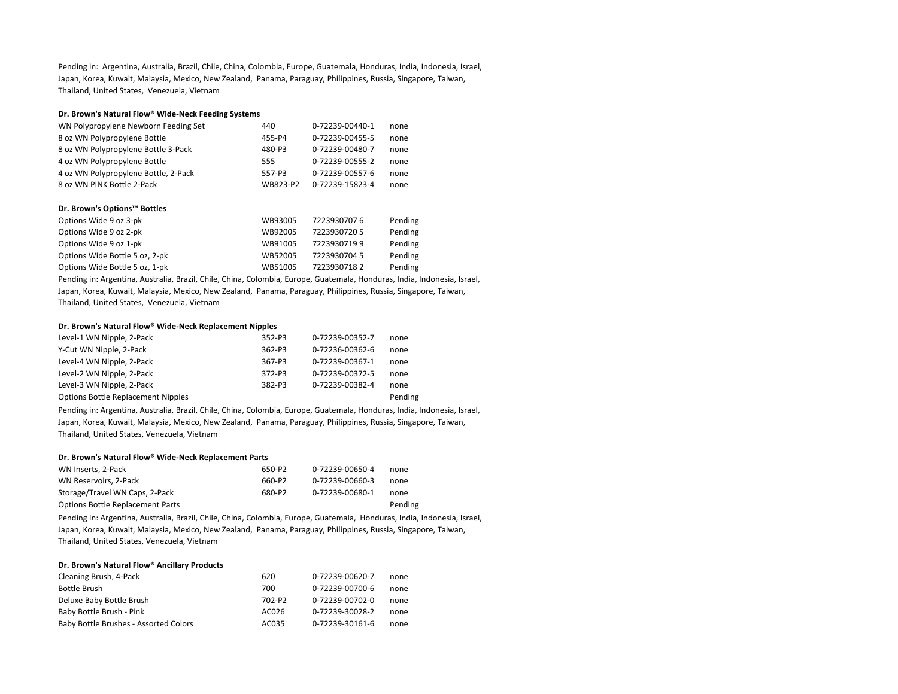Pending in: Argentina, Australia, Brazil, Chile, China, Colombia, Europe, Guatemala, Honduras, India, Indonesia, Israel, Japan, Korea, Kuwait, Malaysia, Mexico, New Zealand, Panama, Paraguay, Philippines, Russia, Singapore, Taiwan, Thailand, United States, Venezuela, Vietnam

**Dr. Brown's Natural Flow® Wide-Neck Feeding Systems**

| | | | |
|---|---|---|---|
| WN Polypropylene Newborn Feeding Set | 440 | 0-72239-00440-1 | none |
| 8 oz WN Polypropylene Bottle | 455-P4 | 0-72239-00455-5 | none |
| 8 oz WN Polypropylene Bottle 3-Pack | 480-P3 | 0-72239-00480-7 | none |
| 4 oz WN Polypropylene Bottle | 555 | 0-72239-00555-2 | none |
| 4 oz WN Polypropylene Bottle, 2-Pack | 557-P3 | 0-72239-00557-6 | none |
| 8 oz WN PINK Bottle 2-Pack | WB823-P2 | 0-72239-15823-4 | none |

**Dr. Brown's Options™ Bottles**

| | | | |
|---|---|---|---|
| Options Wide 9 oz 3-pk | WB93005 | 7223930707 6 | Pending |
| Options Wide 9 oz 2-pk | WB92005 | 7223930720 5 | Pending |
| Options Wide 9 oz 1-pk | WB91005 | 7223930719 9 | Pending |
| Options Wide Bottle 5 oz, 2-pk | WB52005 | 7223930704 5 | Pending |
| Options Wide Bottle 5 oz, 1-pk | WB51005 | 7223930718 2 | Pending |

Pending in: Argentina, Australia, Brazil, Chile, China, Colombia, Europe, Guatemala, Honduras, India, Indonesia, Israel, Japan, Korea, Kuwait, Malaysia, Mexico, New Zealand, Panama, Paraguay, Philippines, Russia, Singapore, Taiwan, Thailand, United States, Venezuela, Vietnam

**Dr. Brown's Natural Flow® Wide-Neck Replacement Nipples**

| | | | |
|---|---|---|---|
| Level-1 WN Nipple, 2-Pack | 352-P3 | 0-72239-00352-7 | none |
| Y-Cut WN Nipple, 2-Pack | 362-P3 | 0-72236-00362-6 | none |
| Level-4 WN Nipple, 2-Pack | 367-P3 | 0-72239-00367-1 | none |
| Level-2 WN Nipple, 2-Pack | 372-P3 | 0-72239-00372-5 | none |
| Level-3 WN Nipple, 2-Pack | 382-P3 | 0-72239-00382-4 | none |
| Options Bottle Replacement Nipples | | | Pending |

Pending in: Argentina, Australia, Brazil, Chile, China, Colombia, Europe, Guatemala, Honduras, India, Indonesia, Israel, Japan, Korea, Kuwait, Malaysia, Mexico, New Zealand, Panama, Paraguay, Philippines, Russia, Singapore, Taiwan, Thailand, United States, Venezuela, Vietnam

**Dr. Brown's Natural Flow® Wide-Neck Replacement Parts**

| | | | |
|---|---|---|---|
| WN Inserts, 2-Pack | 650-P2 | 0-72239-00650-4 | none |
| WN Reservoirs, 2-Pack | 660-P2 | 0-72239-00660-3 | none |
| Storage/Travel WN Caps, 2-Pack | 680-P2 | 0-72239-00680-1 | none |
| Options Bottle Replacement Parts | | | Pending |

Pending in: Argentina, Australia, Brazil, Chile, China, Colombia, Europe, Guatemala, Honduras, India, Indonesia, Israel, Japan, Korea, Kuwait, Malaysia, Mexico, New Zealand, Panama, Paraguay, Philippines, Russia, Singapore, Taiwan, Thailand, United States, Venezuela, Vietnam

**Dr. Brown's Natural Flow® Ancillary Products**

| | | | |
|---|---|---|---|
| Cleaning Brush, 4-Pack | 620 | 0-72239-00620-7 | none |
| Bottle Brush | 700 | 0-72239-00700-6 | none |
| Deluxe Baby Bottle Brush | 702-P2 | 0-72239-00702-0 | none |
| Baby Bottle Brush - Pink | AC026 | 0-72239-30028-2 | none |
| Baby Bottle Brushes - Assorted Colors | AC035 | 0-72239-30161-6 | none |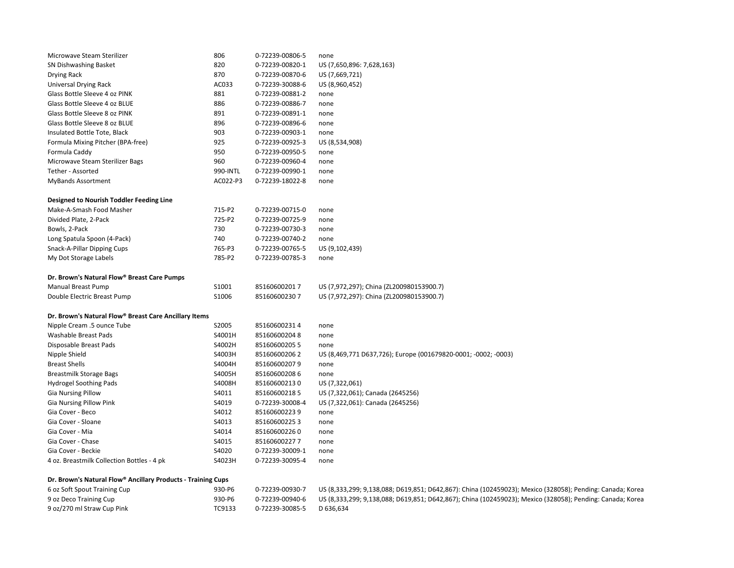| | | | |
|---|---|---|---|
| Microwave Steam Sterilizer | 806 | 0-72239-00806-5 | none |
| SN Dishwashing Basket | 820 | 0-72239-00820-1 | US (7,650,896: 7,628,163) |
| Drying Rack | 870 | 0-72239-00870-6 | US (7,669,721) |
| Universal Drying Rack | AC033 | 0-72239-30088-6 | US (8,960,452) |
| Glass Bottle Sleeve 4 oz PINK | 881 | 0-72239-00881-2 | none |
| Glass Bottle Sleeve 4 oz BLUE | 886 | 0-72239-00886-7 | none |
| Glass Bottle Sleeve 8 oz PINK | 891 | 0-72239-00891-1 | none |
| Glass Bottle Sleeve 8 oz BLUE | 896 | 0-72239-00896-6 | none |
| Insulated Bottle Tote, Black | 903 | 0-72239-00903-1 | none |
| Formula Mixing Pitcher (BPA-free) | 925 | 0-72239-00925-3 | US (8,534,908) |
| Formula Caddy | 950 | 0-72239-00950-5 | none |
| Microwave Steam Sterilizer Bags | 960 | 0-72239-00960-4 | none |
| Tether - Assorted | 990-INTL | 0-72239-00990-1 | none |
| MyBands Assortment | AC022-P3 | 0-72239-18022-8 | none |
| | | | |
| **Designed to Nourish Toddler Feeding Line** | | | |
| Make-A-Smash Food Masher | 715-P2 | 0-72239-00715-0 | none |
| Divided Plate, 2-Pack | 725-P2 | 0-72239-00725-9 | none |
| Bowls, 2-Pack | 730 | 0-72239-00730-3 | none |
| Long Spatula Spoon (4-Pack) | 740 | 0-72239-00740-2 | none |
| Snack-A-Pillar Dipping Cups | 765-P3 | 0-72239-00765-5 | US (9,102,439) |
| My Dot Storage Labels | 785-P2 | 0-72239-00785-3 | none |
| | | | |
| **Dr. Brown's Natural Flow® Breast Care Pumps** | | | |
| Manual Breast Pump | S1001 | 85160600201 7 | US (7,972,297); China (ZL200980153900.7) |
| Double Electric Breast Pump | S1006 | 85160600230 7 | US (7,972,297): China (ZL200980153900.7) |
| | | | |
| **Dr. Brown's Natural Flow® Breast Care Ancillary Items** | | | |
| Nipple Cream .5 ounce Tube | S2005 | 85160600231 4 | none |
| Washable Breast Pads | S4001H | 85160600204 8 | none |
| Disposable Breast Pads | S4002H | 85160600205 5 | none |
| Nipple Shield | S4003H | 85160600206 2 | US (8,469,771 D637,726); Europe (001679820-0001; -0002; -0003) |
| Breast Shells | S4004H | 85160600207 9 | none |
| Breastmilk Storage Bags | S4005H | 85160600208 6 | none |
| Hydrogel Soothing Pads | S4008H | 85160600213 0 | US (7,322,061) |
| Gia Nursing Pillow | S4011 | 85160600218 5 | US (7,322,061); Canada (2645256) |
| Gia Nursing Pillow Pink | S4019 | 0-72239-30008-4 | US (7,322,061): Canada (2645256) |
| Gia Cover - Beco | S4012 | 85160600223 9 | none |
| Gia Cover - Sloane | S4013 | 85160600225 3 | none |
| Gia Cover - Mia | S4014 | 85160600226 0 | none |
| Gia Cover - Chase | S4015 | 85160600227 7 | none |
| Gia Cover - Beckie | S4020 | 0-72239-30009-1 | none |
| 4 oz. Breastmilk Collection Bottles - 4 pk | S4023H | 0-72239-30095-4 | none |
| | | | |
| **Dr. Brown's Natural Flow® Ancillary Products - Training Cups** | | | |
| 6 oz Soft Spout Training Cup | 930-P6 | 0-72239-00930-7 | US (8,333,299; 9,138,088; D619,851; D642,867): China (102459023); Mexico (328058); Pending: Canada; Korea |
| 9 oz Deco Training Cup | 930-P6 | 0-72239-00940-6 | US (8,333,299; 9,138,088; D619,851; D642,867): China (102459023); Mexico (328058); Pending: Canada; Korea |
| 9 oz/270 ml Straw Cup Pink | TC9133 | 0-72239-30085-5 | D 636,634 |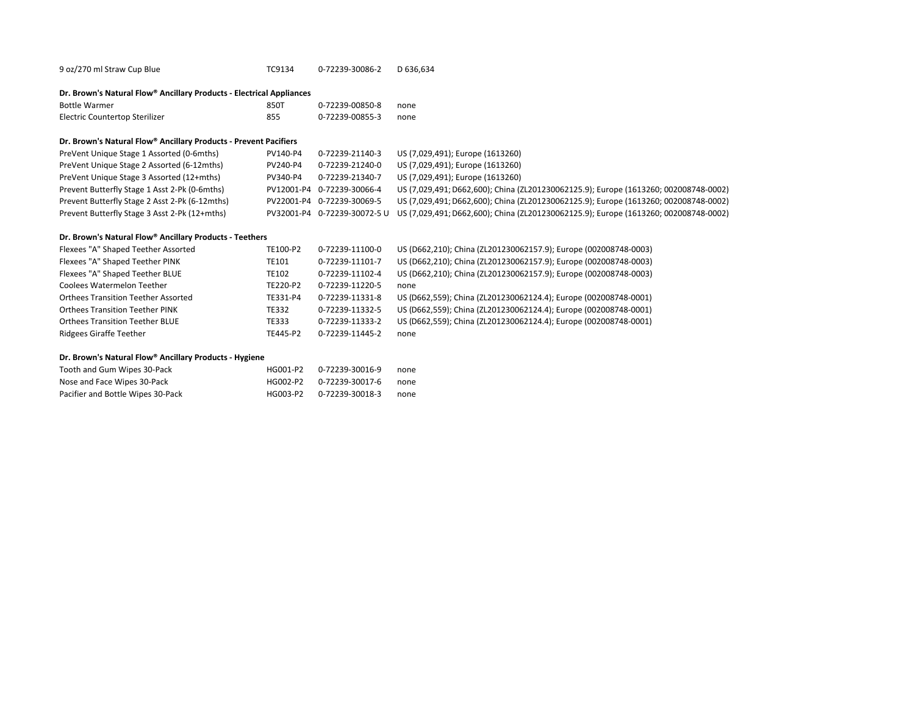| | | | |
|---|---|---|---|
| 9 oz/270 ml Straw Cup Blue | TC9134 | 0-72239-30086-2 | D 636,634 |

**Dr. Brown's Natural Flow® Ancillary Products - Electrical Appliances**

| | | | |
|---|---|---|---|
| Bottle Warmer | 850T | 0-72239-00850-8 | none |
| Electric Countertop Sterilizer | 855 | 0-72239-00855-3 | none |

**Dr. Brown's Natural Flow® Ancillary Products - Prevent Pacifiers**

| | | | |
|---|---|---|---|
| PreVent Unique Stage 1 Assorted (0-6mths) | PV140-P4 | 0-72239-21140-3 | US (7,029,491); Europe (1613260) |
| PreVent Unique Stage 2 Assorted (6-12mths) | PV240-P4 | 0-72239-21240-0 | US (7,029,491); Europe (1613260) |
| PreVent Unique Stage 3 Assorted (12+mths) | PV340-P4 | 0-72239-21340-7 | US (7,029,491); Europe (1613260) |
| Prevent Butterfly Stage 1 Asst 2-Pk (0-6mths) | PV12001-P4 | 0-72239-30066-4 | US (7,029,491; D662,600); China (ZL201230062125.9); Europe (1613260; 002008748-0002) |
| Prevent Butterfly Stage 2 Asst 2-Pk (6-12mths) | PV22001-P4 | 0-72239-30069-5 | US (7,029,491; D662,600); China (ZL201230062125.9); Europe (1613260; 002008748-0002) |
| Prevent Butterfly Stage 3 Asst 2-Pk (12+mths) | PV32001-P4 | 0-72239-30072-5 U | US (7,029,491; D662,600); China (ZL201230062125.9); Europe (1613260; 002008748-0002) |

**Dr. Brown's Natural Flow® Ancillary Products - Teethers**

| | | | |
|---|---|---|---|
| Flexees "A" Shaped Teether Assorted | TE100-P2 | 0-72239-11100-0 | US (D662,210); China (ZL201230062157.9); Europe (002008748-0003) |
| Flexees "A" Shaped Teether PINK | TE101 | 0-72239-11101-7 | US (D662,210); China (ZL201230062157.9); Europe (002008748-0003) |
| Flexees "A" Shaped Teether BLUE | TE102 | 0-72239-11102-4 | US (D662,210); China (ZL201230062157.9); Europe (002008748-0003) |
| Coolees Watermelon Teether | TE220-P2 | 0-72239-11220-5 | none |
| Orthees Transition Teether Assorted | TE331-P4 | 0-72239-11331-8 | US (D662,559); China (ZL201230062124.4); Europe (002008748-0001) |
| Orthees Transition Teether PINK | TE332 | 0-72239-11332-5 | US (D662,559); China (ZL201230062124.4); Europe (002008748-0001) |
| Orthees Transition Teether BLUE | TE333 | 0-72239-11333-2 | US (D662,559); China (ZL201230062124.4); Europe (002008748-0001) |
| Ridgees Giraffe Teether | TE445-P2 | 0-72239-11445-2 | none |

**Dr. Brown's Natural Flow® Ancillary Products - Hygiene**

| | | | |
|---|---|---|---|
| Tooth and Gum Wipes 30-Pack | HG001-P2 | 0-72239-30016-9 | none |
| Nose and Face Wipes 30-Pack | HG002-P2 | 0-72239-30017-6 | none |
| Pacifier and Bottle Wipes 30-Pack | HG003-P2 | 0-72239-30018-3 | none |